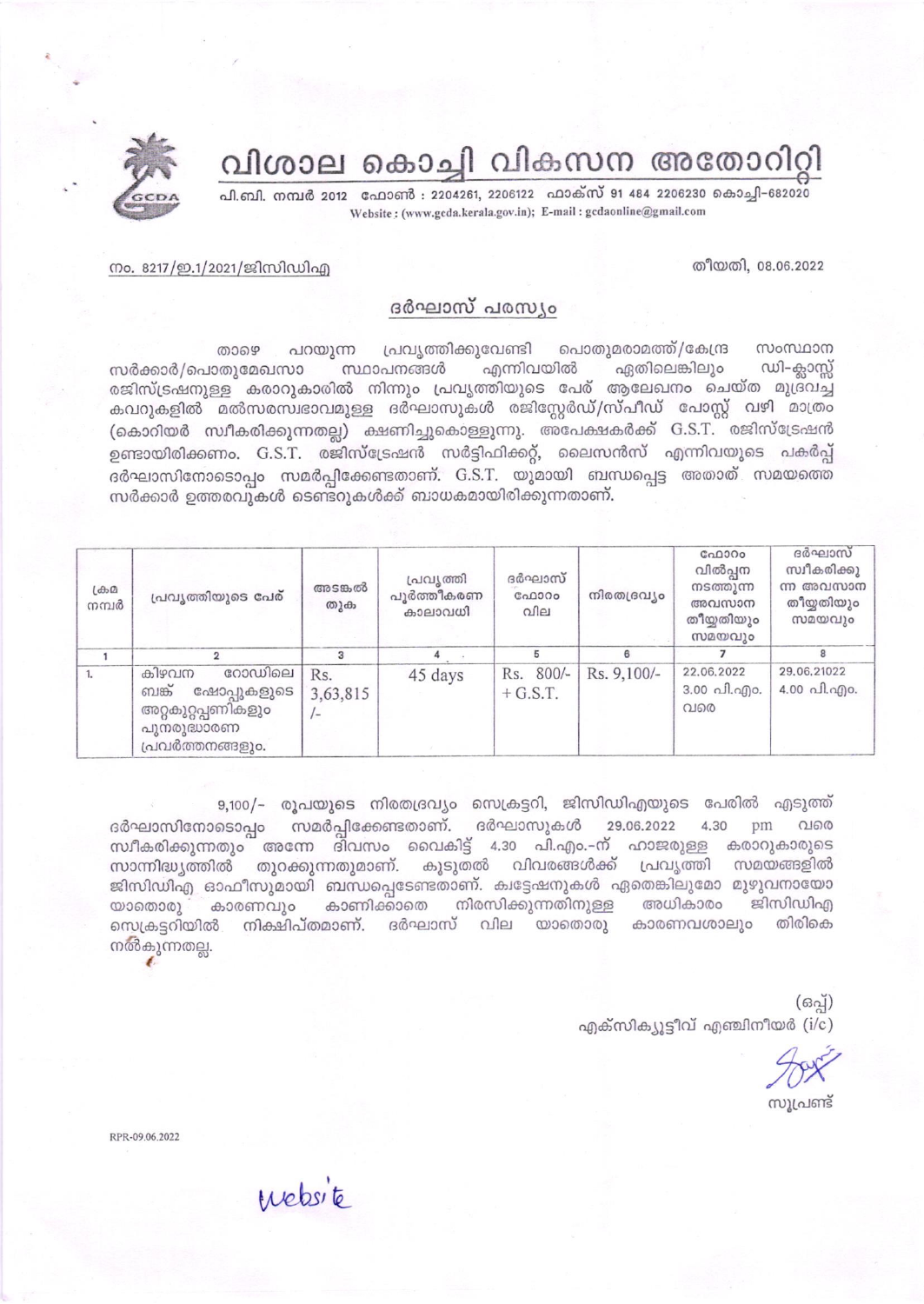# വിശാല കൊച്ചി വികസന അതോറിറ്റി

പി.ബി. നമ്പർ 2012 ഫോൺ : 2204261, 2206122 ഫാക്സ് 91 484 2206230 കൊച്ചി-682020
Website : (www.gcda.kerala.gov.in); E-mail : gcdaonline@gmail.com

നം. 8217/ഇ.1/2021/ജിസിഡിഎ

തീയതി, 08.06.2022

## ദർഘാസ് പരസ്യം

താഴെ പറയുന്ന പ്രവൃത്തിക്കുവേണ്ടി പൊതുമരാമത്ത്/കേന്ദ്ര സംസ്ഥാന സർക്കാർ/പൊതുമേഖസാ സ്ഥാപനങ്ങൾ എന്നിവയിൽ ഏതിലെങ്കിലും ഡി-ക്ലാസ്സ് രജിസ്ട്രേഷനുള്ള കരാറുകാരിൽ നിന്നും പ്രവൃത്തിയുടെ പേര് ആലേഖനം ചെയ്ത മുദ്രവച്ച കവറുകളിൽ മൽസരസ്വഭാവമുള്ള ദർഘാസുകൾ രജിസ്റ്റേർഡ്/സ്പീഡ് പോസ്റ്റ് വഴി മാത്രം (കൊറിയർ സ്വീകരിക്കുന്നതല്ല) ക്ഷണിച്ചുകൊള്ളുന്നു. അപേക്ഷകർക്ക് G.S.T. രജിസ്ട്രേഷൻ ഉണ്ടായിരിക്കണം. G.S.T. രജിസ്ട്രേഷൻ സർട്ടിഫിക്കറ്റ്, ലൈസൻസ് എന്നിവയുടെ പകർപ്പ് ദർഘാസിനോടൊപ്പം സമർപ്പിക്കേണ്ടതാണ്. G.S.T. യുമായി ബന്ധപ്പെട്ട അതാത് സമയത്തെ സർക്കാർ ഉത്തരവുകൾ ടെണ്ടറുകൾക്ക് ബാധകമായിരിക്കുന്നതാണ്.

| ക്രമ നമ്പർ | പ്രവൃത്തിയുടെ പേര് | അടങ്കൽ തുക | പ്രവൃത്തി പൂർത്തീകരണ കാലാവധി | ദർഘാസ് ഫോറം വില | നിരതദ്രവ്യം | ഫോറം വിൽപ്പന നടത്തുന്ന അവസാന തീയ്യതിയും സമയവും | ദർഘാസ് സ്വീകരിക്കുന്ന അവസാന തീയ്യതിയും സമയവും |
|---|---|---|---|---|---|---|---|
| 1 | 2 | 3 | 4 | 5 | 6 | 7 | 8 |
| 1. | കിഴവന റോഡിലെ ബങ്ക് ഷോപ്പുകളുടെ അറ്റകുറ്റപ്പണികളും പുനരുദ്ധാരണ പ്രവർത്തനങ്ങളും. | Rs. 3,63,815/- | 45 days | Rs. 800/- + G.S.T. | Rs. 9,100/- | 22.06.2022 3.00 പി.എം. വരെ | 29.06.21022 4.00 പി.എം. |

9,100/- രൂപയുടെ നിരതദ്രവ്യം സെക്രട്ടറി, ജിസിഡിഎയുടെ പേരിൽ എടുത്ത് ദർഘാസിനോടൊപ്പം സമർപ്പിക്കേണ്ടതാണ്. ദർഘാസുകൾ 29.06.2022 4.30 pm വരെ സ്വീകരിക്കുന്നതും അന്നേ ദിവസം വൈകിട്ട് 4.30 പി.എം.-ന് ഹാജരുള്ള കരാറുകാരുടെ സാന്നിദ്ധ്യത്തിൽ തുറക്കുന്നതുമാണ്. കൂടുതൽ വിവരങ്ങൾക്ക് പ്രവൃത്തി സമയങ്ങളിൽ ജിസിഡിഎ ഓഫീസുമായി ബന്ധപ്പെടേണ്ടതാണ്. ക്വട്ടേഷനുകൾ ഏതെങ്കിലുമോ മുഴുവനായോ യാതൊരു കാരണവും കാണിക്കാതെ നിരസിക്കുന്നതിനുള്ള അധികാരം ജിസിഡിഎ സെക്രട്ടറിയിൽ നിക്ഷിപ്തമാണ്. ദർഘാസ് വില യാതൊരു കാരണവശാലും തിരികെ നൽകുന്നതല്ല.

(ഒപ്പ്)
എക്സിക്യൂട്ടീവ് എഞ്ചിനീയർ (i/c)

സൂപ്രണ്ട്

RPR-09.06.2022

website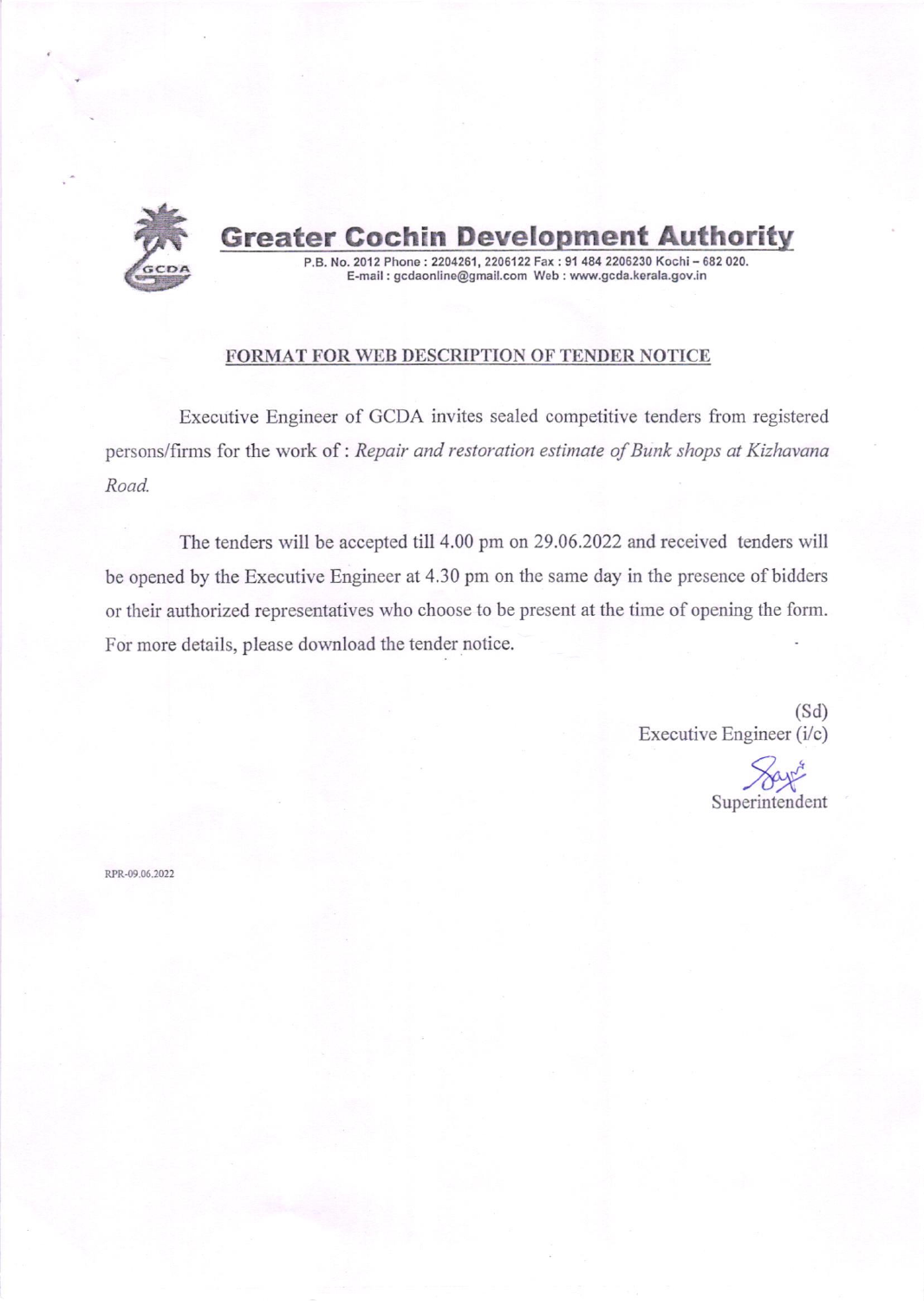# Greater Cochin Development Authority

P.B. No. 2012 Phone : 2204261, 2206122 Fax : 91 484 2206230 Kochi – 682 020.
E-mail : gcdaonline@gmail.com Web : www.gcda.kerala.gov.in

## FORMAT FOR WEB DESCRIPTION OF TENDER NOTICE

Executive Engineer of GCDA invites sealed competitive tenders from registered persons/firms for the work of : *Repair and restoration estimate of Bunk shops at Kizhavana Road.*

The tenders will be accepted till 4.00 pm on 29.06.2022 and received tenders will be opened by the Executive Engineer at 4.30 pm on the same day in the presence of bidders or their authorized representatives who choose to be present at the time of opening the form. For more details, please download the tender notice.

(Sd)
Executive Engineer (i/c)

Superintendent

RPR-09.06.2022